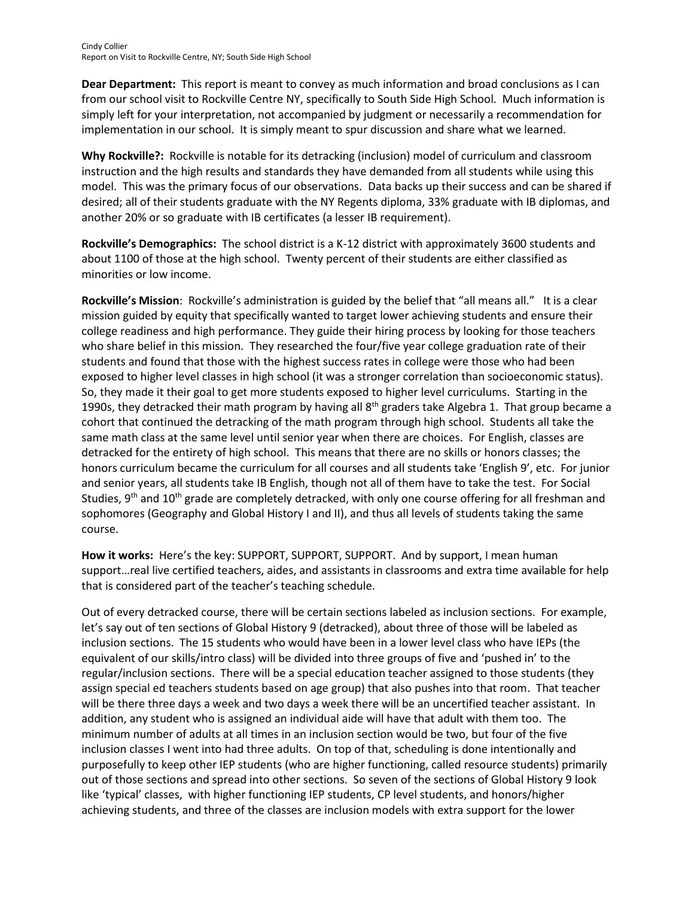Cindy Collier
Report on Visit to Rockville Centre, NY; South Side High School

**Dear Department:** This report is meant to convey as much information and broad conclusions as I can from our school visit to Rockville Centre NY, specifically to South Side High School. Much information is simply left for your interpretation, not accompanied by judgment or necessarily a recommendation for implementation in our school. It is simply meant to spur discussion and share what we learned.

**Why Rockville?:** Rockville is notable for its detracking (inclusion) model of curriculum and classroom instruction and the high results and standards they have demanded from all students while using this model. This was the primary focus of our observations. Data backs up their success and can be shared if desired; all of their students graduate with the NY Regents diploma, 33% graduate with IB diplomas, and another 20% or so graduate with IB certificates (a lesser IB requirement).

**Rockville's Demographics:** The school district is a K-12 district with approximately 3600 students and about 1100 of those at the high school. Twenty percent of their students are either classified as minorities or low income.

**Rockville's Mission**: Rockville's administration is guided by the belief that "all means all." It is a clear mission guided by equity that specifically wanted to target lower achieving students and ensure their college readiness and high performance. They guide their hiring process by looking for those teachers who share belief in this mission. They researched the four/five year college graduation rate of their students and found that those with the highest success rates in college were those who had been exposed to higher level classes in high school (it was a stronger correlation than socioeconomic status). So, they made it their goal to get more students exposed to higher level curriculums. Starting in the 1990s, they detracked their math program by having all 8th graders take Algebra 1. That group became a cohort that continued the detracking of the math program through high school. Students all take the same math class at the same level until senior year when there are choices. For English, classes are detracked for the entirety of high school. This means that there are no skills or honors classes; the honors curriculum became the curriculum for all courses and all students take 'English 9', etc. For junior and senior years, all students take IB English, though not all of them have to take the test. For Social Studies, 9th and 10th grade are completely detracked, with only one course offering for all freshman and sophomores (Geography and Global History I and II), and thus all levels of students taking the same course.

**How it works:** Here's the key: SUPPORT, SUPPORT, SUPPORT. And by support, I mean human support…real live certified teachers, aides, and assistants in classrooms and extra time available for help that is considered part of the teacher's teaching schedule.

Out of every detracked course, there will be certain sections labeled as inclusion sections. For example, let's say out of ten sections of Global History 9 (detracked), about three of those will be labeled as inclusion sections. The 15 students who would have been in a lower level class who have IEPs (the equivalent of our skills/intro class) will be divided into three groups of five and 'pushed in' to the regular/inclusion sections. There will be a special education teacher assigned to those students (they assign special ed teachers students based on age group) that also pushes into that room. That teacher will be there three days a week and two days a week there will be an uncertified teacher assistant. In addition, any student who is assigned an individual aide will have that adult with them too. The minimum number of adults at all times in an inclusion section would be two, but four of the five inclusion classes I went into had three adults. On top of that, scheduling is done intentionally and purposefully to keep other IEP students (who are higher functioning, called resource students) primarily out of those sections and spread into other sections. So seven of the sections of Global History 9 look like 'typical' classes, with higher functioning IEP students, CP level students, and honors/higher achieving students, and three of the classes are inclusion models with extra support for the lower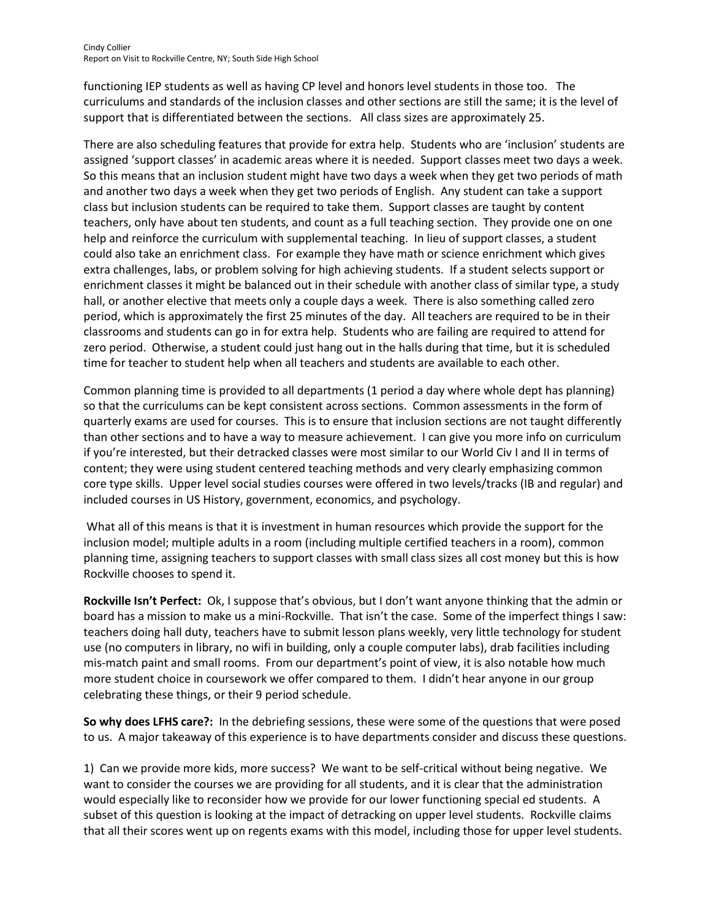functioning IEP students as well as having CP level and honors level students in those too. The curriculums and standards of the inclusion classes and other sections are still the same; it is the level of support that is differentiated between the sections. All class sizes are approximately 25.

There are also scheduling features that provide for extra help. Students who are 'inclusion' students are assigned 'support classes' in academic areas where it is needed. Support classes meet two days a week. So this means that an inclusion student might have two days a week when they get two periods of math and another two days a week when they get two periods of English. Any student can take a support class but inclusion students can be required to take them. Support classes are taught by content teachers, only have about ten students, and count as a full teaching section. They provide one on one help and reinforce the curriculum with supplemental teaching. In lieu of support classes, a student could also take an enrichment class. For example they have math or science enrichment which gives extra challenges, labs, or problem solving for high achieving students. If a student selects support or enrichment classes it might be balanced out in their schedule with another class of similar type, a study hall, or another elective that meets only a couple days a week. There is also something called zero period, which is approximately the first 25 minutes of the day. All teachers are required to be in their classrooms and students can go in for extra help. Students who are failing are required to attend for zero period. Otherwise, a student could just hang out in the halls during that time, but it is scheduled time for teacher to student help when all teachers and students are available to each other.

Common planning time is provided to all departments (1 period a day where whole dept has planning) so that the curriculums can be kept consistent across sections. Common assessments in the form of quarterly exams are used for courses. This is to ensure that inclusion sections are not taught differently than other sections and to have a way to measure achievement. I can give you more info on curriculum if you're interested, but their detracked classes were most similar to our World Civ I and II in terms of content; they were using student centered teaching methods and very clearly emphasizing common core type skills. Upper level social studies courses were offered in two levels/tracks (IB and regular) and included courses in US History, government, economics, and psychology.

What all of this means is that it is investment in human resources which provide the support for the inclusion model; multiple adults in a room (including multiple certified teachers in a room), common planning time, assigning teachers to support classes with small class sizes all cost money but this is how Rockville chooses to spend it.

**Rockville Isn't Perfect:** Ok, I suppose that's obvious, but I don't want anyone thinking that the admin or board has a mission to make us a mini-Rockville. That isn't the case. Some of the imperfect things I saw: teachers doing hall duty, teachers have to submit lesson plans weekly, very little technology for student use (no computers in library, no wifi in building, only a couple computer labs), drab facilities including mis-match paint and small rooms. From our department's point of view, it is also notable how much more student choice in coursework we offer compared to them. I didn't hear anyone in our group celebrating these things, or their 9 period schedule.

**So why does LFHS care?:** In the debriefing sessions, these were some of the questions that were posed to us. A major takeaway of this experience is to have departments consider and discuss these questions.

1) Can we provide more kids, more success? We want to be self-critical without being negative. We want to consider the courses we are providing for all students, and it is clear that the administration would especially like to reconsider how we provide for our lower functioning special ed students. A subset of this question is looking at the impact of detracking on upper level students. Rockville claims that all their scores went up on regents exams with this model, including those for upper level students.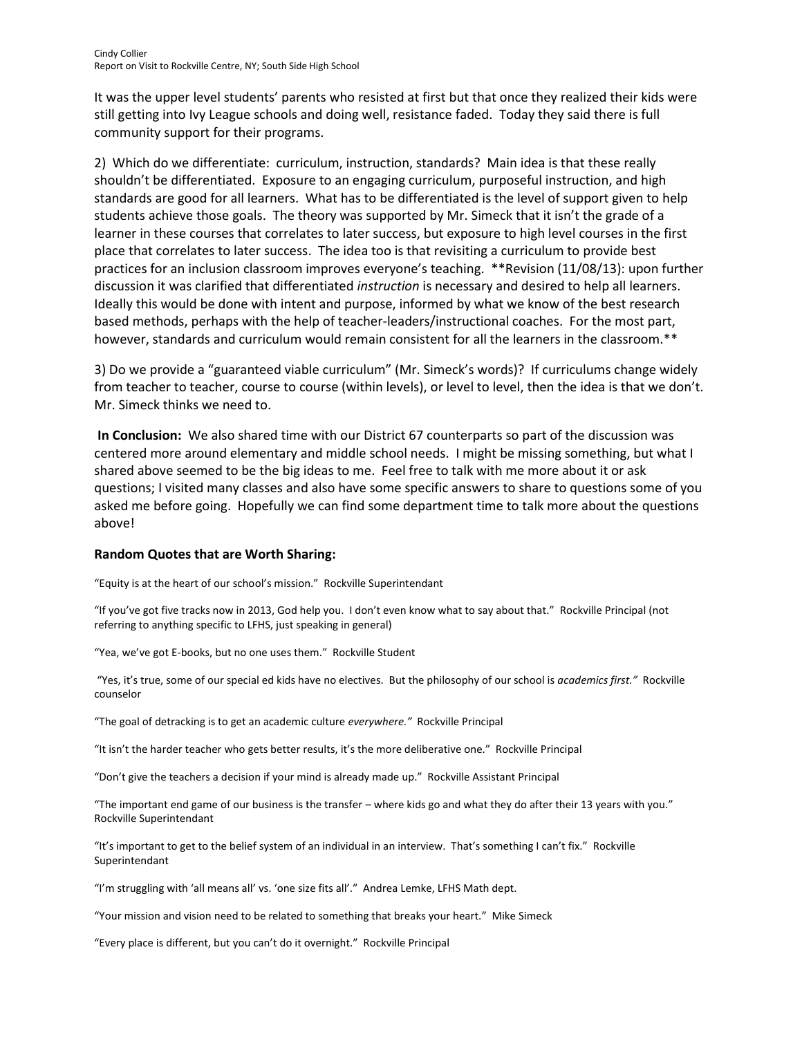It was the upper level students' parents who resisted at first but that once they realized their kids were still getting into Ivy League schools and doing well, resistance faded. Today they said there is full community support for their programs.

2) Which do we differentiate: curriculum, instruction, standards? Main idea is that these really shouldn't be differentiated. Exposure to an engaging curriculum, purposeful instruction, and high standards are good for all learners. What has to be differentiated is the level of support given to help students achieve those goals. The theory was supported by Mr. Simeck that it isn't the grade of a learner in these courses that correlates to later success, but exposure to high level courses in the first place that correlates to later success. The idea too is that revisiting a curriculum to provide best practices for an inclusion classroom improves everyone's teaching. **Revision (11/08/13): upon further discussion it was clarified that differentiated *instruction* is necessary and desired to help all learners. Ideally this would be done with intent and purpose, informed by what we know of the best research based methods, perhaps with the help of teacher-leaders/instructional coaches. For the most part, however, standards and curriculum would remain consistent for all the learners in the classroom.**

3) Do we provide a "guaranteed viable curriculum" (Mr. Simeck's words)? If curriculums change widely from teacher to teacher, course to course (within levels), or level to level, then the idea is that we don't. Mr. Simeck thinks we need to.

**In Conclusion:** We also shared time with our District 67 counterparts so part of the discussion was centered more around elementary and middle school needs. I might be missing something, but what I shared above seemed to be the big ideas to me. Feel free to talk with me more about it or ask questions; I visited many classes and also have some specific answers to share to questions some of you asked me before going. Hopefully we can find some department time to talk more about the questions above!

### Random Quotes that are Worth Sharing:

"Equity is at the heart of our school's mission." Rockville Superintendant

"If you've got five tracks now in 2013, God help you. I don't even know what to say about that." Rockville Principal (not referring to anything specific to LFHS, just speaking in general)

"Yea, we've got E-books, but no one uses them." Rockville Student

"Yes, it's true, some of our special ed kids have no electives. But the philosophy of our school is *academics first."* Rockville counselor

"The goal of detracking is to get an academic culture *everywhere."* Rockville Principal

"It isn't the harder teacher who gets better results, it's the more deliberative one." Rockville Principal

"Don't give the teachers a decision if your mind is already made up." Rockville Assistant Principal

"The important end game of our business is the transfer – where kids go and what they do after their 13 years with you." Rockville Superintendant

"It's important to get to the belief system of an individual in an interview. That's something I can't fix." Rockville Superintendant

"I'm struggling with 'all means all' vs. 'one size fits all'." Andrea Lemke, LFHS Math dept.

"Your mission and vision need to be related to something that breaks your heart." Mike Simeck

"Every place is different, but you can't do it overnight." Rockville Principal